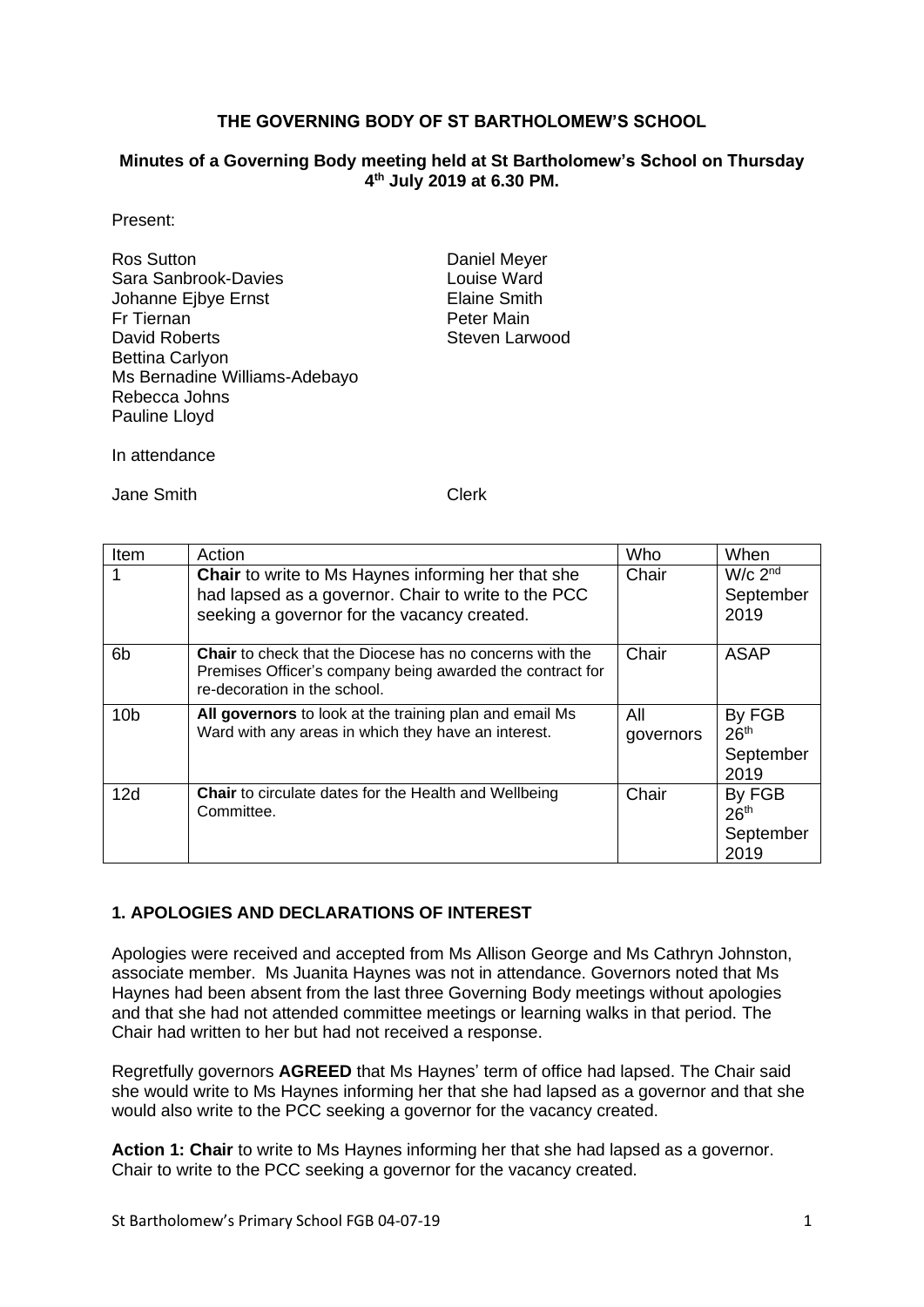**THE GOVERNING BODY OF ST BARTHOLOMEW'S SCHOOL**

**Minutes of a Governing Body meeting held at St Bartholomew's School on Thursday 4th July 2019 at 6.30 PM.**

Present:

Ros Sutton
Sara Sanbrook-Davies
Johanne Ejbye Ernst
Fr Tiernan
David Roberts
Bettina Carlyon
Ms Bernadine Williams-Adebayo
Rebecca Johns
Pauline Lloyd
Daniel Meyer
Louise Ward
Elaine Smith
Peter Main
Steven Larwood

In attendance

Jane Smith — Clerk

| Item | Action | Who | When |
| --- | --- | --- | --- |
| 1 | **Chair** to write to Ms Haynes informing her that she had lapsed as a governor. Chair to write to the PCC seeking a governor for the vacancy created. | Chair | W/c 2nd September 2019 |
| 6b | **Chair** to check that the Diocese has no concerns with the Premises Officer's company being awarded the contract for re-decoration in the school. | Chair | ASAP |
| 10b | **All governors** to look at the training plan and email Ms Ward with any areas in which they have an interest. | All governors | By FGB 26th September 2019 |
| 12d | **Chair** to circulate dates for the Health and Wellbeing Committee. | Chair | By FGB 26th September 2019 |

## 1. APOLOGIES AND DECLARATIONS OF INTEREST

Apologies were received and accepted from Ms Allison George and Ms Cathryn Johnston, associate member. Ms Juanita Haynes was not in attendance. Governors noted that Ms Haynes had been absent from the last three Governing Body meetings without apologies and that she had not attended committee meetings or learning walks in that period. The Chair had written to her but had not received a response.

Regretfully governors **AGREED** that Ms Haynes' term of office had lapsed. The Chair said she would write to Ms Haynes informing her that she had lapsed as a governor and that she would also write to the PCC seeking a governor for the vacancy created.

**Action 1: Chair** to write to Ms Haynes informing her that she had lapsed as a governor. Chair to write to the PCC seeking a governor for the vacancy created.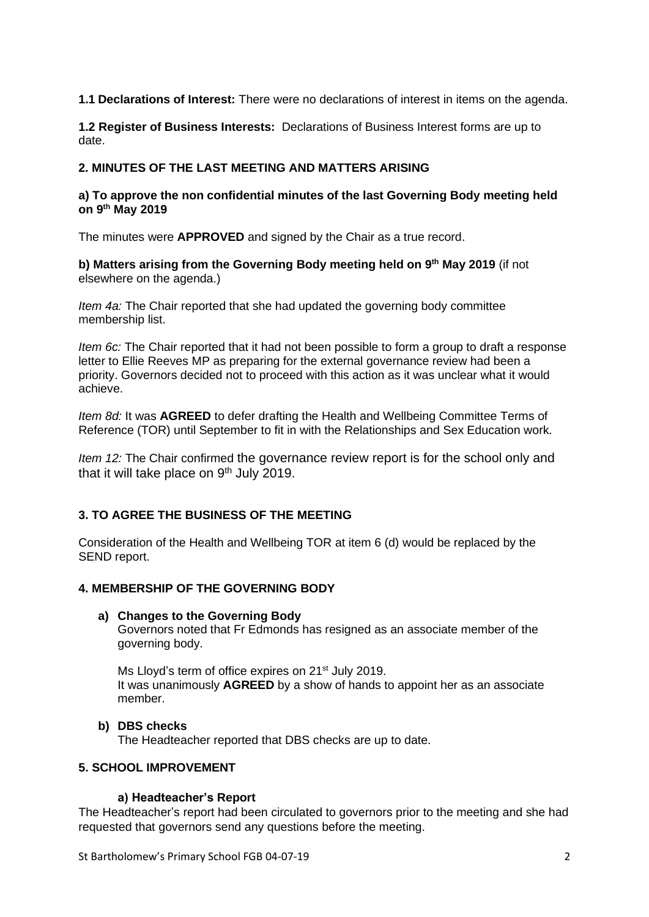**1.1 Declarations of Interest:** There were no declarations of interest in items on the agenda.

**1.2 Register of Business Interests:** Declarations of Business Interest forms are up to date.

## 2. MINUTES OF THE LAST MEETING AND MATTERS ARISING

**a) To approve the non confidential minutes of the last Governing Body meeting held on 9th May 2019**

The minutes were **APPROVED** and signed by the Chair as a true record.

**b) Matters arising from the Governing Body meeting held on 9th May 2019** (if not elsewhere on the agenda.)

*Item 4a:* The Chair reported that she had updated the governing body committee membership list.

*Item 6c:* The Chair reported that it had not been possible to form a group to draft a response letter to Ellie Reeves MP as preparing for the external governance review had been a priority. Governors decided not to proceed with this action as it was unclear what it would achieve.

*Item 8d:* It was **AGREED** to defer drafting the Health and Wellbeing Committee Terms of Reference (TOR) until September to fit in with the Relationships and Sex Education work.

*Item 12:* The Chair confirmed the governance review report is for the school only and that it will take place on 9th July 2019.

## 3. TO AGREE THE BUSINESS OF THE MEETING

Consideration of the Health and Wellbeing TOR at item 6 (d) would be replaced by the SEND report.

## 4. MEMBERSHIP OF THE GOVERNING BODY

**a) Changes to the Governing Body**

Governors noted that Fr Edmonds has resigned as an associate member of the governing body.

Ms Lloyd's term of office expires on 21st July 2019.
It was unanimously **AGREED** by a show of hands to appoint her as an associate member.

**b) DBS checks**

The Headteacher reported that DBS checks are up to date.

## 5. SCHOOL IMPROVEMENT

**a) Headteacher's Report**

The Headteacher's report had been circulated to governors prior to the meeting and she had requested that governors send any questions before the meeting.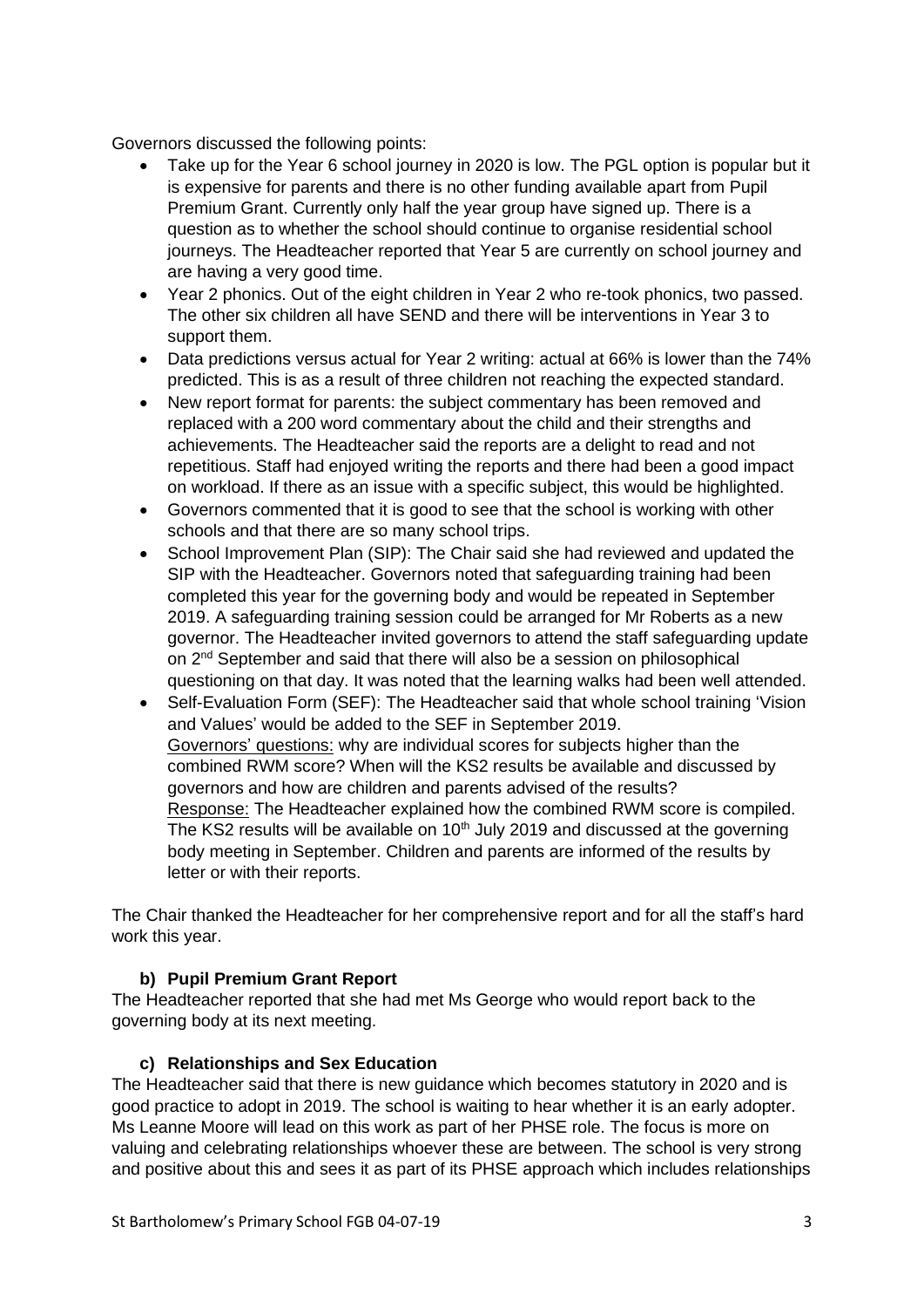Governors discussed the following points:

- Take up for the Year 6 school journey in 2020 is low. The PGL option is popular but it is expensive for parents and there is no other funding available apart from Pupil Premium Grant. Currently only half the year group have signed up. There is a question as to whether the school should continue to organise residential school journeys. The Headteacher reported that Year 5 are currently on school journey and are having a very good time.
- Year 2 phonics. Out of the eight children in Year 2 who re-took phonics, two passed. The other six children all have SEND and there will be interventions in Year 3 to support them.
- Data predictions versus actual for Year 2 writing: actual at 66% is lower than the 74% predicted. This is as a result of three children not reaching the expected standard.
- New report format for parents: the subject commentary has been removed and replaced with a 200 word commentary about the child and their strengths and achievements. The Headteacher said the reports are a delight to read and not repetitious. Staff had enjoyed writing the reports and there had been a good impact on workload. If there as an issue with a specific subject, this would be highlighted.
- Governors commented that it is good to see that the school is working with other schools and that there are so many school trips.
- School Improvement Plan (SIP): The Chair said she had reviewed and updated the SIP with the Headteacher. Governors noted that safeguarding training had been completed this year for the governing body and would be repeated in September 2019. A safeguarding training session could be arranged for Mr Roberts as a new governor. The Headteacher invited governors to attend the staff safeguarding update on 2nd September and said that there will also be a session on philosophical questioning on that day. It was noted that the learning walks had been well attended.
- Self-Evaluation Form (SEF): The Headteacher said that whole school training 'Vision and Values' would be added to the SEF in September 2019.
  Governors' questions: why are individual scores for subjects higher than the combined RWM score? When will the KS2 results be available and discussed by governors and how are children and parents advised of the results?
  Response: The Headteacher explained how the combined RWM score is compiled. The KS2 results will be available on 10th July 2019 and discussed at the governing body meeting in September. Children and parents are informed of the results by letter or with their reports.

The Chair thanked the Headteacher for her comprehensive report and for all the staff's hard work this year.

### b) Pupil Premium Grant Report

The Headteacher reported that she had met Ms George who would report back to the governing body at its next meeting.

### c) Relationships and Sex Education

The Headteacher said that there is new guidance which becomes statutory in 2020 and is good practice to adopt in 2019. The school is waiting to hear whether it is an early adopter. Ms Leanne Moore will lead on this work as part of her PHSE role. The focus is more on valuing and celebrating relationships whoever these are between. The school is very strong and positive about this and sees it as part of its PHSE approach which includes relationships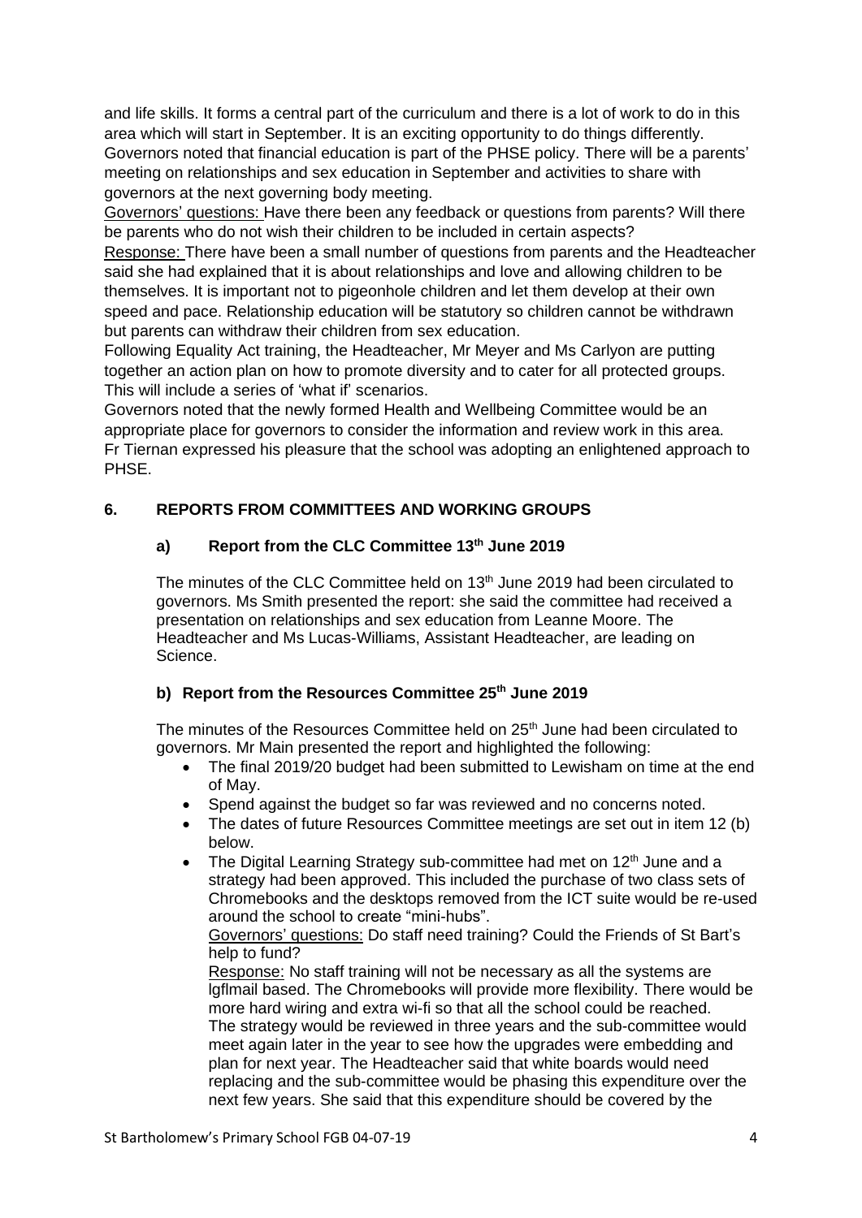and life skills. It forms a central part of the curriculum and there is a lot of work to do in this area which will start in September. It is an exciting opportunity to do things differently. Governors noted that financial education is part of the PHSE policy. There will be a parents' meeting on relationships and sex education in September and activities to share with governors at the next governing body meeting.

Governors' questions: Have there been any feedback or questions from parents? Will there be parents who do not wish their children to be included in certain aspects?

Response: There have been a small number of questions from parents and the Headteacher said she had explained that it is about relationships and love and allowing children to be themselves. It is important not to pigeonhole children and let them develop at their own speed and pace. Relationship education will be statutory so children cannot be withdrawn but parents can withdraw their children from sex education.

Following Equality Act training, the Headteacher, Mr Meyer and Ms Carlyon are putting together an action plan on how to promote diversity and to cater for all protected groups. This will include a series of 'what if' scenarios.

Governors noted that the newly formed Health and Wellbeing Committee would be an appropriate place for governors to consider the information and review work in this area.

Fr Tiernan expressed his pleasure that the school was adopting an enlightened approach to PHSE.

## 6. REPORTS FROM COMMITTEES AND WORKING GROUPS

### a) Report from the CLC Committee 13th June 2019

The minutes of the CLC Committee held on 13th June 2019 had been circulated to governors. Ms Smith presented the report: she said the committee had received a presentation on relationships and sex education from Leanne Moore. The Headteacher and Ms Lucas-Williams, Assistant Headteacher, are leading on Science.

### b) Report from the Resources Committee 25th June 2019

The minutes of the Resources Committee held on 25th June had been circulated to governors. Mr Main presented the report and highlighted the following:

- The final 2019/20 budget had been submitted to Lewisham on time at the end of May.
- Spend against the budget so far was reviewed and no concerns noted.
- The dates of future Resources Committee meetings are set out in item 12 (b) below.
- The Digital Learning Strategy sub-committee had met on 12th June and a strategy had been approved. This included the purchase of two class sets of Chromebooks and the desktops removed from the ICT suite would be re-used around the school to create "mini-hubs".

  Governors' questions: Do staff need training? Could the Friends of St Bart's help to fund?

  Response: No staff training will not be necessary as all the systems are lgflmail based. The Chromebooks will provide more flexibility. There would be more hard wiring and extra wi-fi so that all the school could be reached. The strategy would be reviewed in three years and the sub-committee would meet again later in the year to see how the upgrades were embedding and plan for next year. The Headteacher said that white boards would need replacing and the sub-committee would be phasing this expenditure over the next few years. She said that this expenditure should be covered by the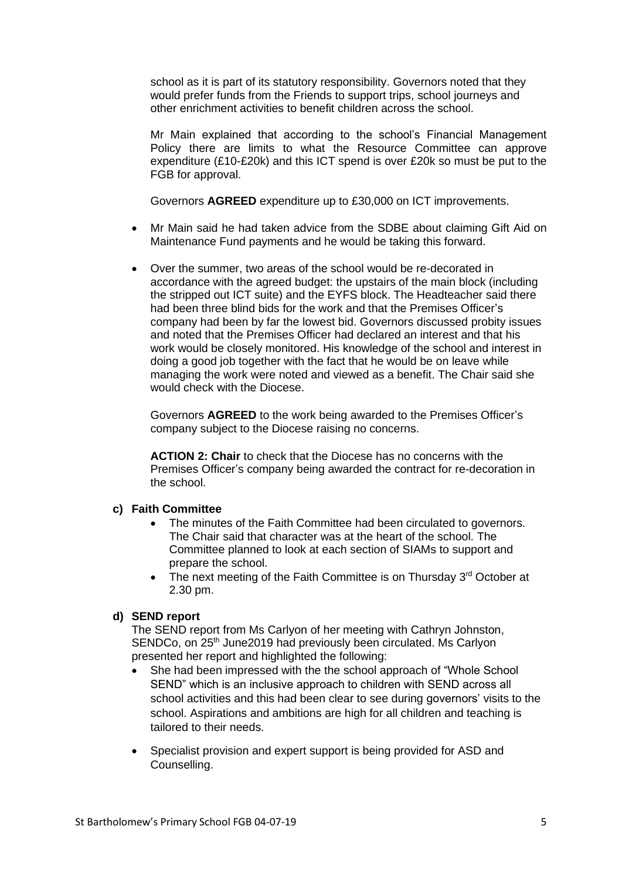school as it is part of its statutory responsibility. Governors noted that they would prefer funds from the Friends to support trips, school journeys and other enrichment activities to benefit children across the school.

Mr Main explained that according to the school's Financial Management Policy there are limits to what the Resource Committee can approve expenditure (£10-£20k) and this ICT spend is over £20k so must be put to the FGB for approval.

Governors **AGREED** expenditure up to £30,000 on ICT improvements.

- Mr Main said he had taken advice from the SDBE about claiming Gift Aid on Maintenance Fund payments and he would be taking this forward.

- Over the summer, two areas of the school would be re-decorated in accordance with the agreed budget: the upstairs of the main block (including the stripped out ICT suite) and the EYFS block. The Headteacher said there had been three blind bids for the work and that the Premises Officer's company had been by far the lowest bid. Governors discussed probity issues and noted that the Premises Officer had declared an interest and that his work would be closely monitored. His knowledge of the school and interest in doing a good job together with the fact that he would be on leave while managing the work were noted and viewed as a benefit. The Chair said she would check with the Diocese.

  Governors **AGREED** to the work being awarded to the Premises Officer's company subject to the Diocese raising no concerns.

  **ACTION 2: Chair** to check that the Diocese has no concerns with the Premises Officer's company being awarded the contract for re-decoration in the school.

**c) Faith Committee**

- The minutes of the Faith Committee had been circulated to governors. The Chair said that character was at the heart of the school. The Committee planned to look at each section of SIAMs to support and prepare the school.
- The next meeting of the Faith Committee is on Thursday 3rd October at 2.30 pm.

**d) SEND report**

The SEND report from Ms Carlyon of her meeting with Cathryn Johnston, SENDCo, on 25th June2019 had previously been circulated. Ms Carlyon presented her report and highlighted the following:

- She had been impressed with the the school approach of "Whole School SEND" which is an inclusive approach to children with SEND across all school activities and this had been clear to see during governors' visits to the school. Aspirations and ambitions are high for all children and teaching is tailored to their needs.

- Specialist provision and expert support is being provided for ASD and Counselling.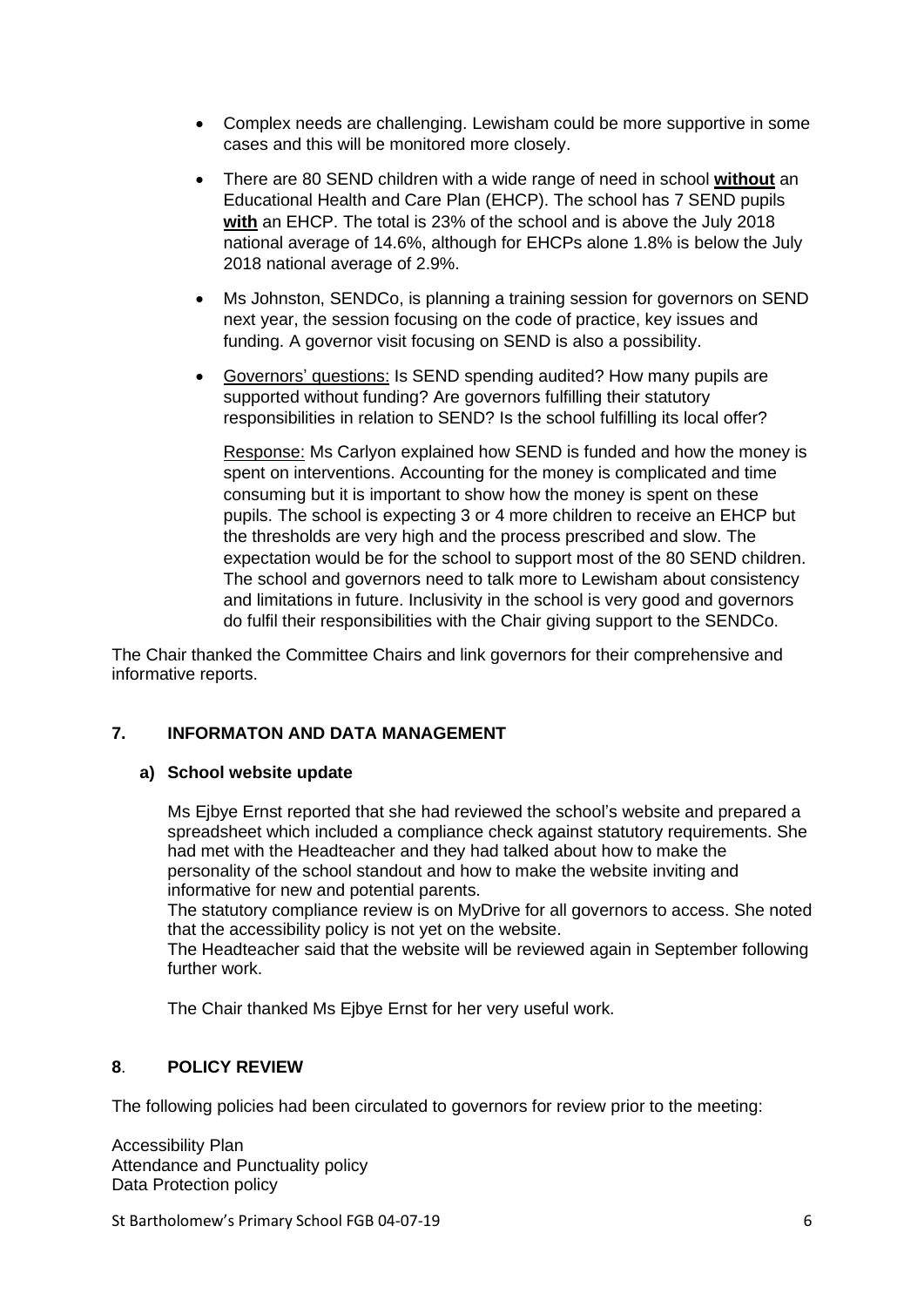- Complex needs are challenging. Lewisham could be more supportive in some cases and this will be monitored more closely.
- There are 80 SEND children with a wide range of need in school **without** an Educational Health and Care Plan (EHCP). The school has 7 SEND pupils **with** an EHCP. The total is 23% of the school and is above the July 2018 national average of 14.6%, although for EHCPs alone 1.8% is below the July 2018 national average of 2.9%.
- Ms Johnston, SENDCo, is planning a training session for governors on SEND next year, the session focusing on the code of practice, key issues and funding. A governor visit focusing on SEND is also a possibility.
- Governors' questions: Is SEND spending audited? How many pupils are supported without funding? Are governors fulfilling their statutory responsibilities in relation to SEND? Is the school fulfilling its local offer?

  Response: Ms Carlyon explained how SEND is funded and how the money is spent on interventions. Accounting for the money is complicated and time consuming but it is important to show how the money is spent on these pupils. The school is expecting 3 or 4 more children to receive an EHCP but the thresholds are very high and the process prescribed and slow. The expectation would be for the school to support most of the 80 SEND children. The school and governors need to talk more to Lewisham about consistency and limitations in future. Inclusivity in the school is very good and governors do fulfil their responsibilities with the Chair giving support to the SENDCo.

The Chair thanked the Committee Chairs and link governors for their comprehensive and informative reports.

## 7. INFORMATON AND DATA MANAGEMENT

### a) School website update

Ms Ejbye Ernst reported that she had reviewed the school's website and prepared a spreadsheet which included a compliance check against statutory requirements. She had met with the Headteacher and they had talked about how to make the personality of the school standout and how to make the website inviting and informative for new and potential parents.

The statutory compliance review is on MyDrive for all governors to access. She noted that the accessibility policy is not yet on the website.

The Headteacher said that the website will be reviewed again in September following further work.

The Chair thanked Ms Ejbye Ernst for her very useful work.

## 8. POLICY REVIEW

The following policies had been circulated to governors for review prior to the meeting:

Accessibility Plan
Attendance and Punctuality policy
Data Protection policy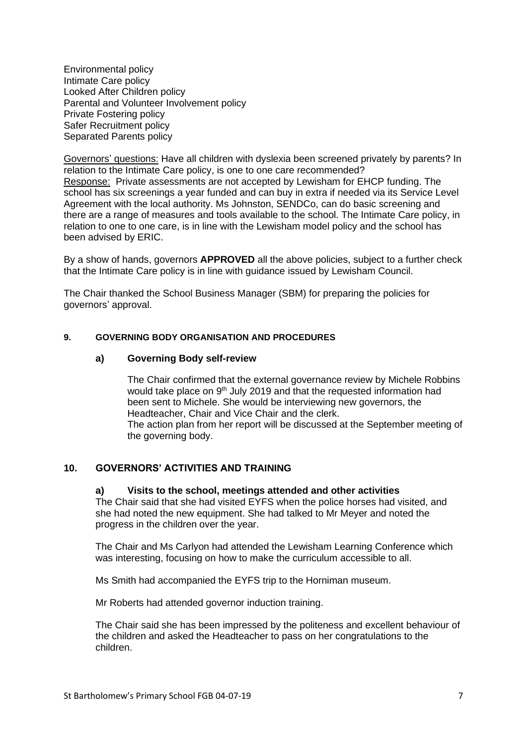Environmental policy
Intimate Care policy
Looked After Children policy
Parental and Volunteer Involvement policy
Private Fostering policy
Safer Recruitment policy
Separated Parents policy

Governors' questions: Have all children with dyslexia been screened privately by parents? In relation to the Intimate Care policy, is one to one care recommended?
Response: Private assessments are not accepted by Lewisham for EHCP funding. The school has six screenings a year funded and can buy in extra if needed via its Service Level Agreement with the local authority. Ms Johnston, SENDCo, can do basic screening and there are a range of measures and tools available to the school. The Intimate Care policy, in relation to one to one care, is in line with the Lewisham model policy and the school has been advised by ERIC.

By a show of hands, governors **APPROVED** all the above policies, subject to a further check that the Intimate Care policy is in line with guidance issued by Lewisham Council.

The Chair thanked the School Business Manager (SBM) for preparing the policies for governors' approval.

## 9. GOVERNING BODY ORGANISATION AND PROCEDURES

### a) Governing Body self-review

The Chair confirmed that the external governance review by Michele Robbins would take place on 9th July 2019 and that the requested information had been sent to Michele. She would be interviewing new governors, the Headteacher, Chair and Vice Chair and the clerk.
The action plan from her report will be discussed at the September meeting of the governing body.

## 10. GOVERNORS' ACTIVITIES AND TRAINING

### a) Visits to the school, meetings attended and other activities

The Chair said that she had visited EYFS when the police horses had visited, and she had noted the new equipment. She had talked to Mr Meyer and noted the progress in the children over the year.

The Chair and Ms Carlyon had attended the Lewisham Learning Conference which was interesting, focusing on how to make the curriculum accessible to all.

Ms Smith had accompanied the EYFS trip to the Horniman museum.

Mr Roberts had attended governor induction training.

The Chair said she has been impressed by the politeness and excellent behaviour of the children and asked the Headteacher to pass on her congratulations to the children.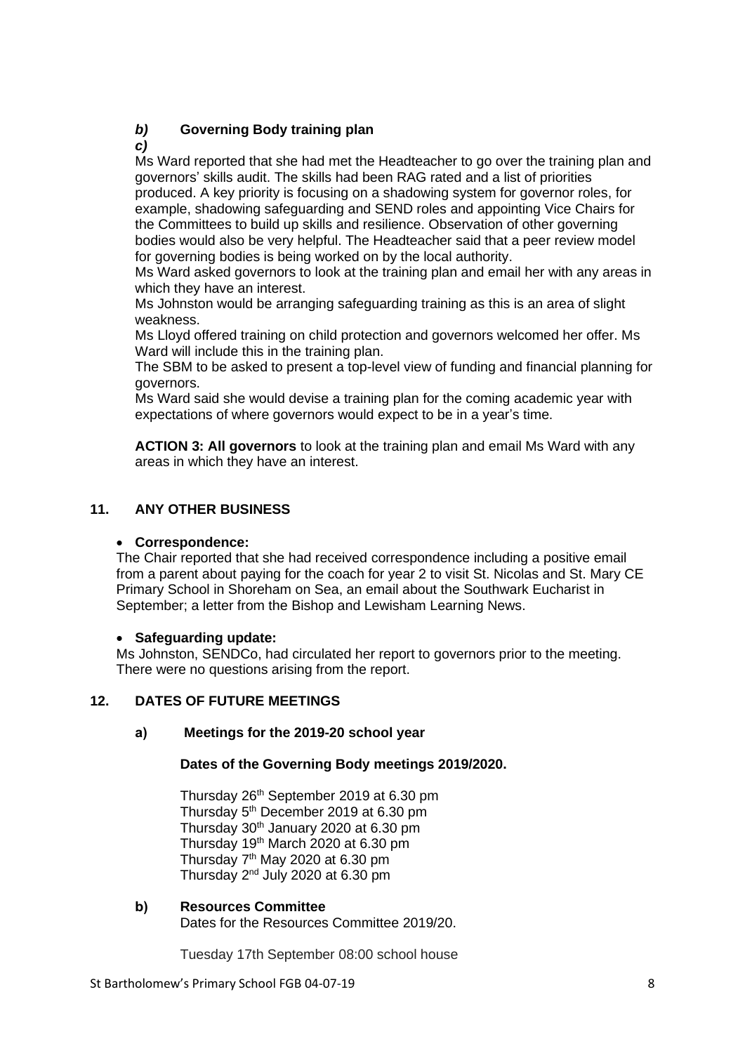***b)*** **Governing Body training plan**

***c)***

Ms Ward reported that she had met the Headteacher to go over the training plan and governors' skills audit. The skills had been RAG rated and a list of priorities produced. A key priority is focusing on a shadowing system for governor roles, for example, shadowing safeguarding and SEND roles and appointing Vice Chairs for the Committees to build up skills and resilience. Observation of other governing bodies would also be very helpful. The Headteacher said that a peer review model for governing bodies is being worked on by the local authority.

Ms Ward asked governors to look at the training plan and email her with any areas in which they have an interest.

Ms Johnston would be arranging safeguarding training as this is an area of slight weakness.

Ms Lloyd offered training on child protection and governors welcomed her offer. Ms Ward will include this in the training plan.

The SBM to be asked to present a top-level view of funding and financial planning for governors.

Ms Ward said she would devise a training plan for the coming academic year with expectations of where governors would expect to be in a year's time.

**ACTION 3: All governors** to look at the training plan and email Ms Ward with any areas in which they have an interest.

## 11. ANY OTHER BUSINESS

- **Correspondence:**

The Chair reported that she had received correspondence including a positive email from a parent about paying for the coach for year 2 to visit St. Nicolas and St. Mary CE Primary School in Shoreham on Sea, an email about the Southwark Eucharist in September; a letter from the Bishop and Lewisham Learning News.

- **Safeguarding update:**

Ms Johnston, SENDCo, had circulated her report to governors prior to the meeting. There were no questions arising from the report.

## 12. DATES OF FUTURE MEETINGS

**a) Meetings for the 2019-20 school year**

**Dates of the Governing Body meetings 2019/2020.**

Thursday 26th September 2019 at 6.30 pm
Thursday 5th December 2019 at 6.30 pm
Thursday 30th January 2020 at 6.30 pm
Thursday 19th March 2020 at 6.30 pm
Thursday 7th May 2020 at 6.30 pm
Thursday 2nd July 2020 at 6.30 pm

**b) Resources Committee**

Dates for the Resources Committee 2019/20.

Tuesday 17th September 08:00 school house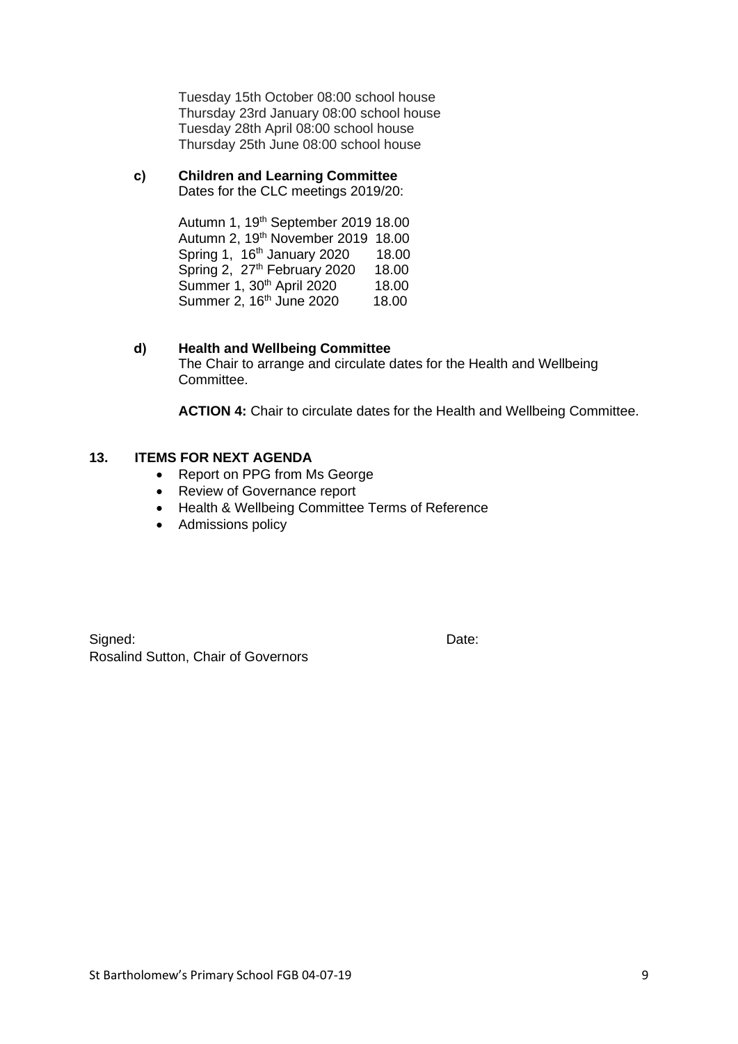Tuesday 15th October 08:00 school house
Thursday 23rd January 08:00 school house
Tuesday 28th April 08:00 school house
Thursday 25th June 08:00 school house

**c) Children and Learning Committee**

Dates for the CLC meetings 2019/20:

Autumn 1, 19th September 2019 18.00
Autumn 2, 19th November 2019 18.00
Spring 1, 16th January 2020 18.00
Spring 2, 27th February 2020 18.00
Summer 1, 30th April 2020 18.00
Summer 2, 16th June 2020 18.00

**d) Health and Wellbeing Committee**

The Chair to arrange and circulate dates for the Health and Wellbeing Committee.

**ACTION 4:** Chair to circulate dates for the Health and Wellbeing Committee.

## 13. ITEMS FOR NEXT AGENDA

- Report on PPG from Ms George
- Review of Governance report
- Health & Wellbeing Committee Terms of Reference
- Admissions policy

Signed: Date:
Rosalind Sutton, Chair of Governors